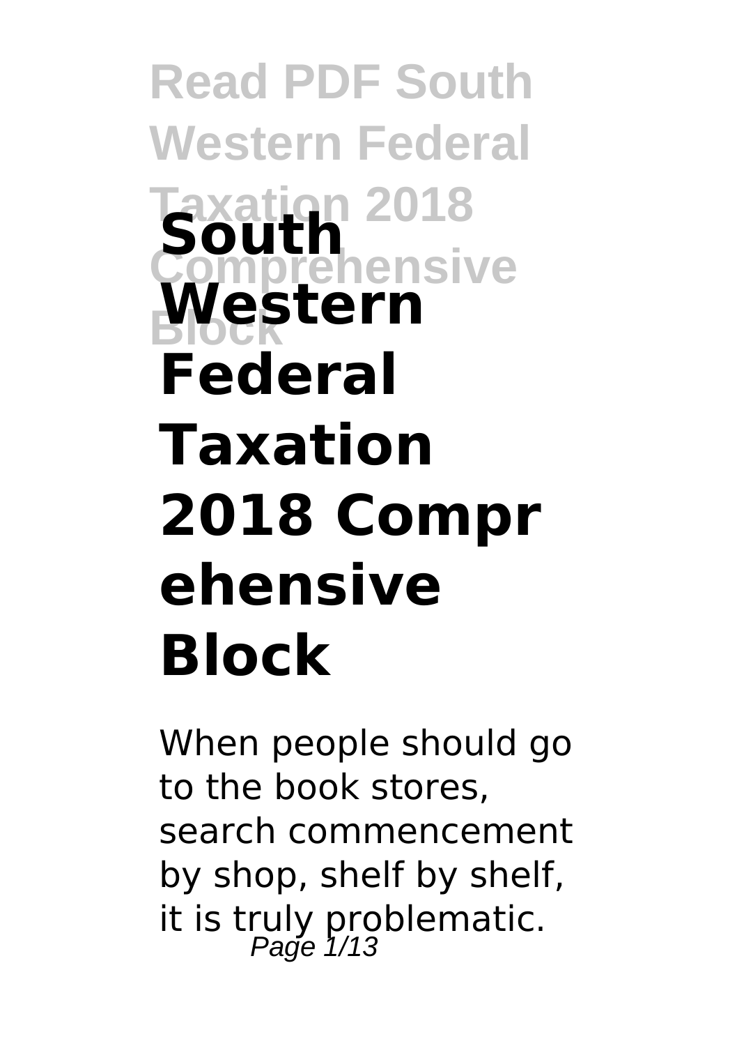# South Western Federal Taxation 2018 Comprehensive Block

When people should go to the book stores, search commencement by shop, shelf by shelf, it is truly problematic.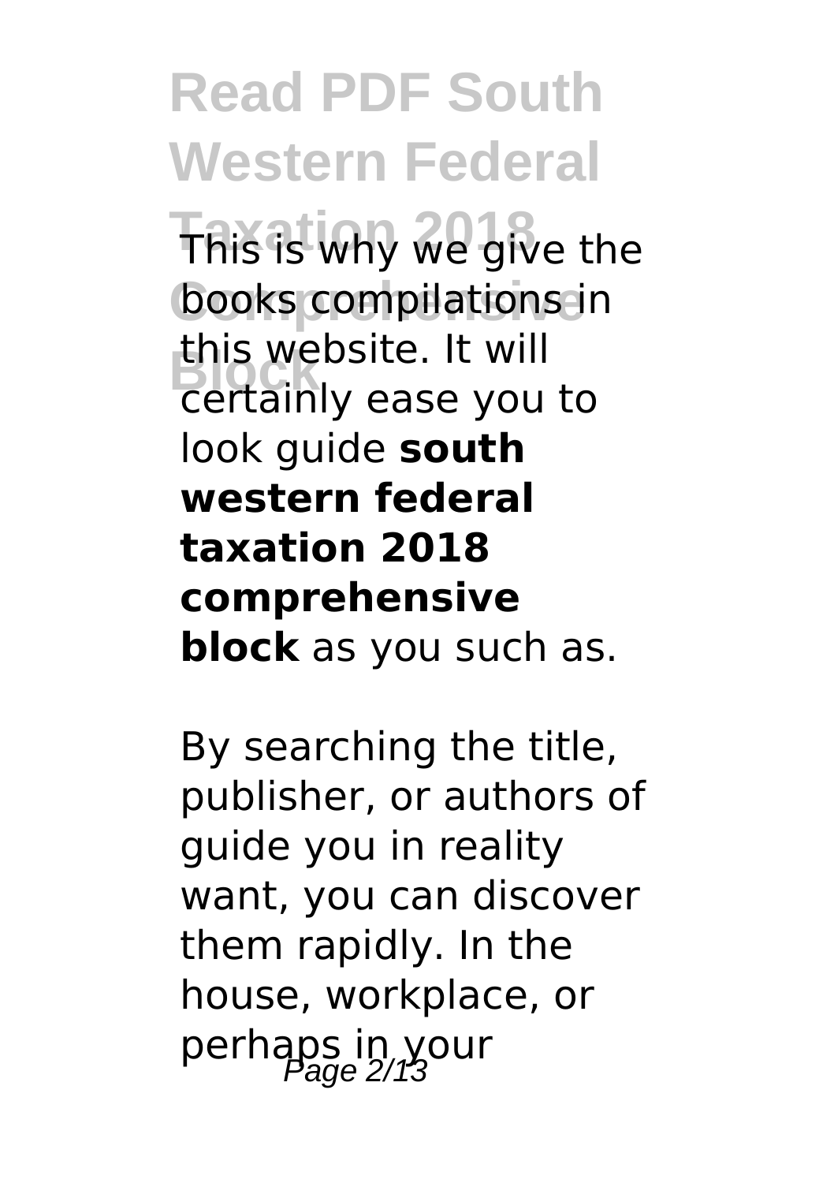This is why we give the books compilations in this website. It will certainly ease you to look guide **south western federal taxation 2018 comprehensive block** as you such as.

By searching the title, publisher, or authors of guide you in reality want, you can discover them rapidly. In the house, workplace, or perhaps in your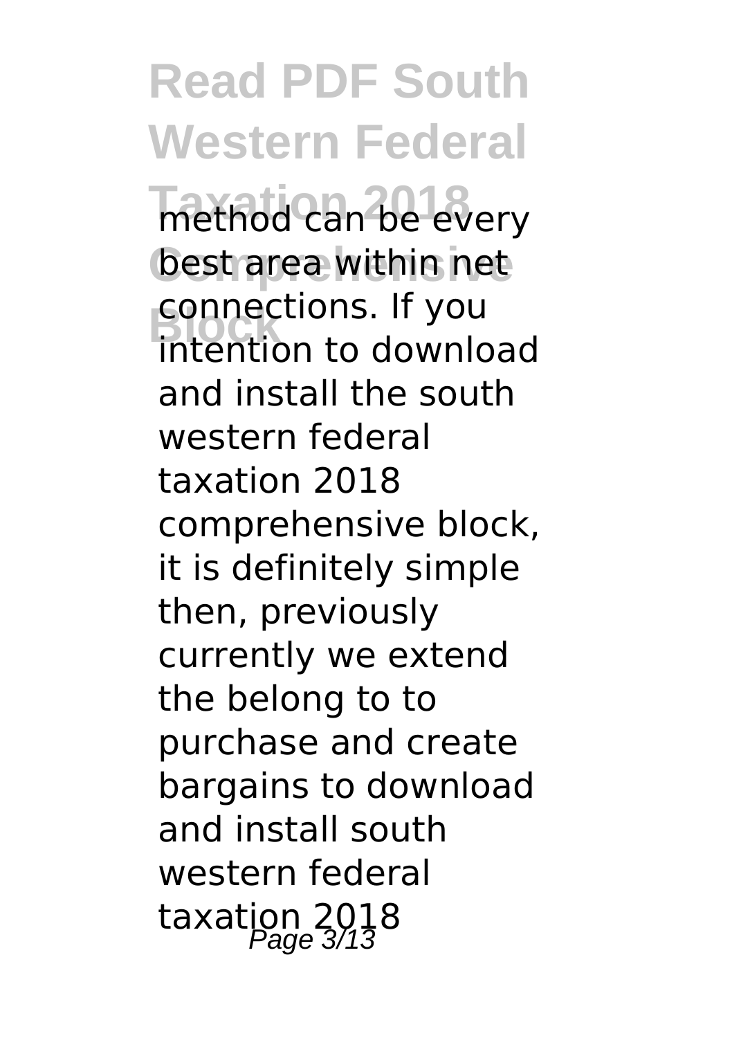method can be every best area within net connections. If you intention to download and install the south western federal taxation 2018 comprehensive block, it is definitely simple then, previously currently we extend the belong to to purchase and create bargains to download and install south western federal taxation 2018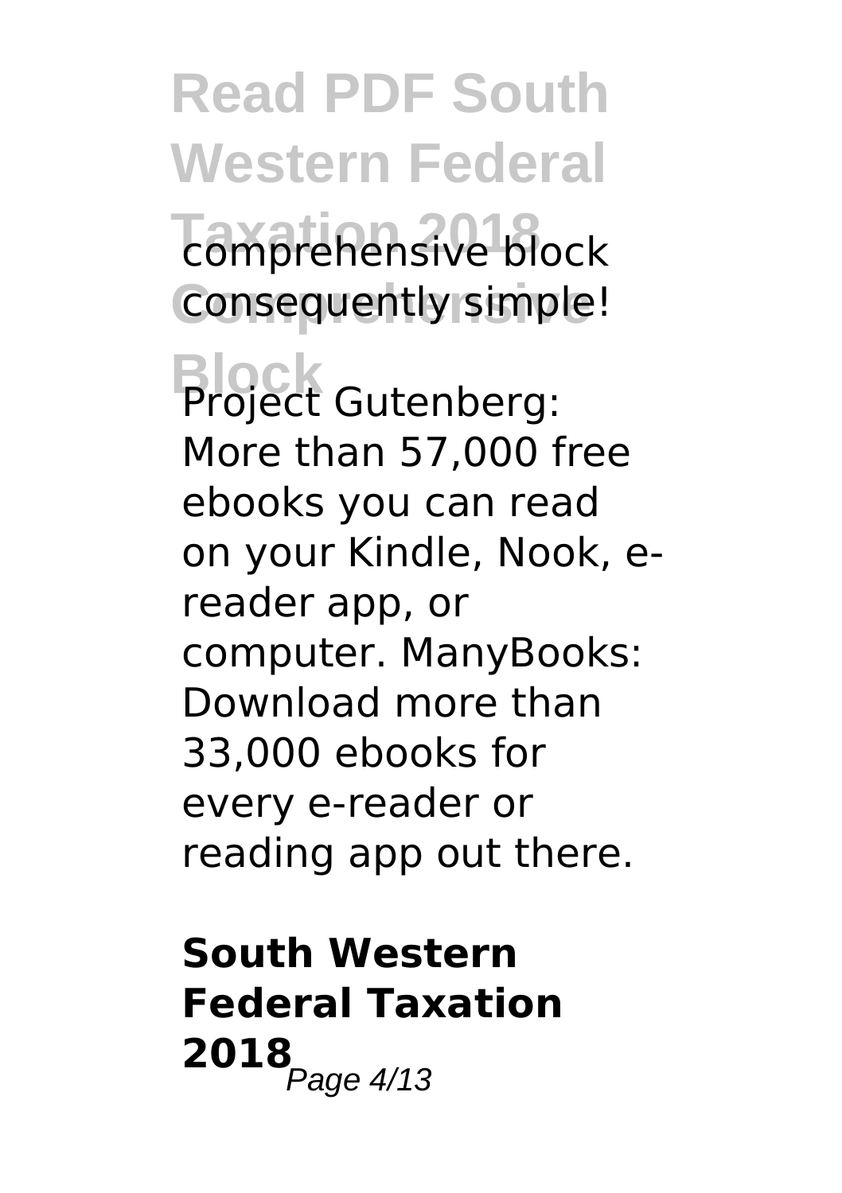comprehensive block consequently simple!

Project Gutenberg: More than 57,000 free ebooks you can read on your Kindle, Nook, e-reader app, or computer. ManyBooks: Download more than 33,000 ebooks for every e-reader or reading app out there.

## South Western Federal Taxation 2018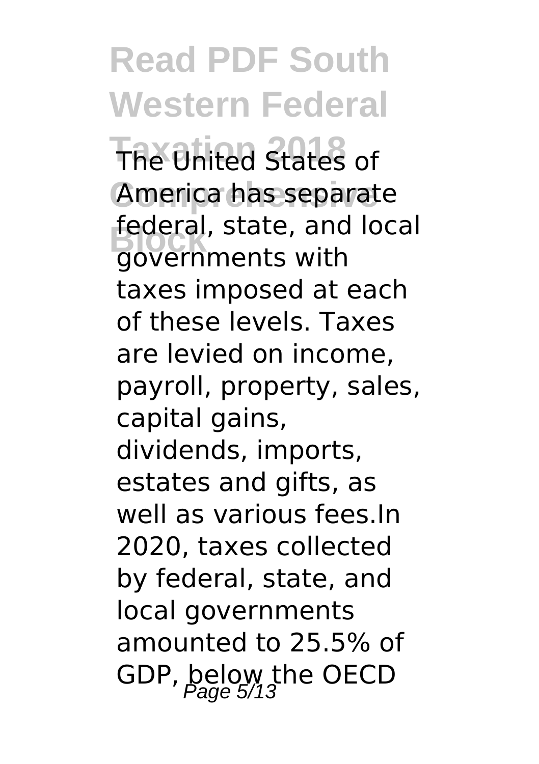The United States of America has separate federal, state, and local governments with taxes imposed at each of these levels. Taxes are levied on income, payroll, property, sales, capital gains, dividends, imports, estates and gifts, as well as various fees.In 2020, taxes collected by federal, state, and local governments amounted to 25.5% of GDP, below the OECD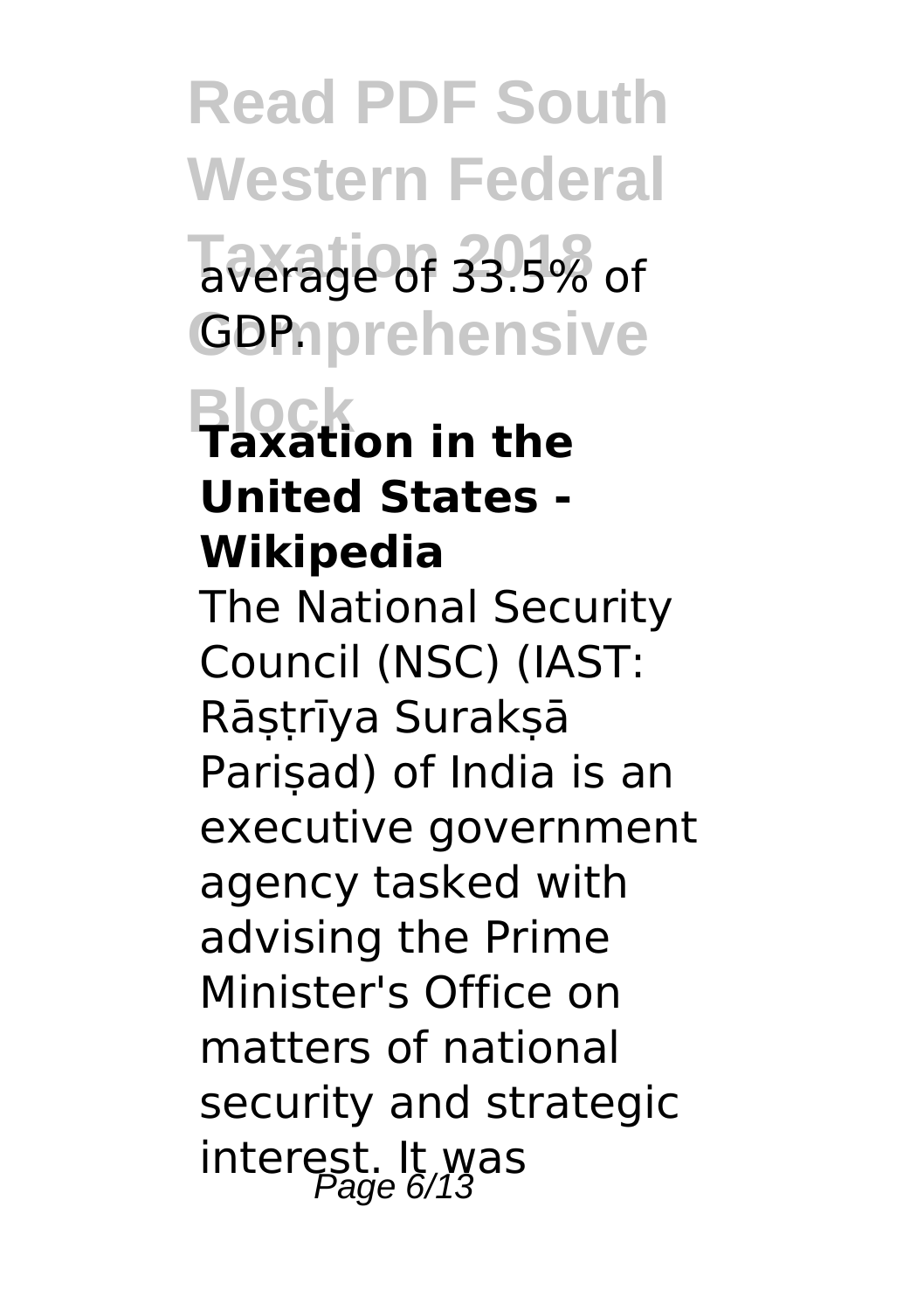average of 33.5% of GDP.

**Taxation in the United States - Wikipedia**

The National Security Council (NSC) (IAST: Rāṣṭrīya Surakṣā Pariṣad) of India is an executive government agency tasked with advising the Prime Minister's Office on matters of national security and strategic interest. It was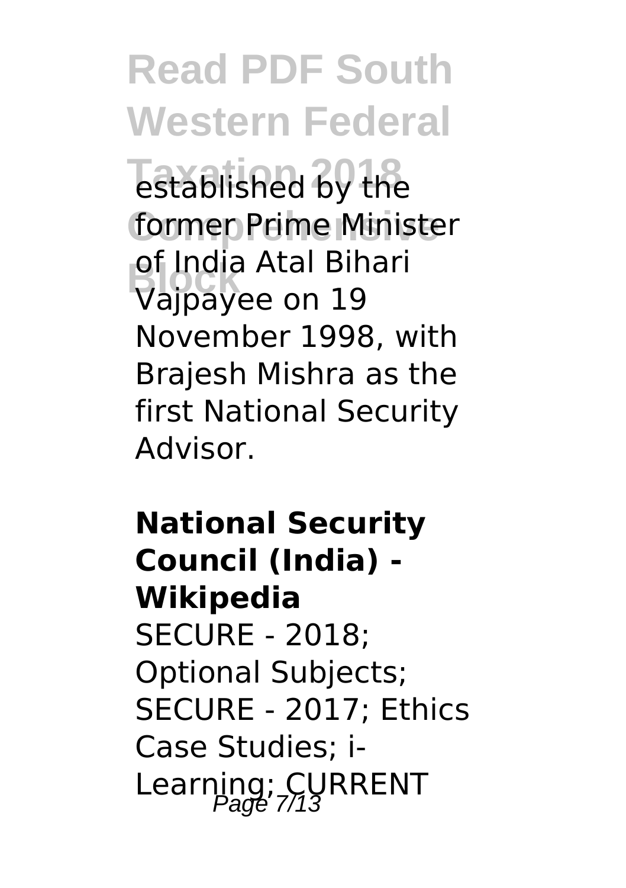established by the former Prime Minister of India Atal Bihari Vajpayee on 19 November 1998, with Brajesh Mishra as the first National Security Advisor.

**National Security Council (India) - Wikipedia**

SECURE - 2018; Optional Subjects; SECURE - 2017; Ethics Case Studies; i-Learning; CURRENT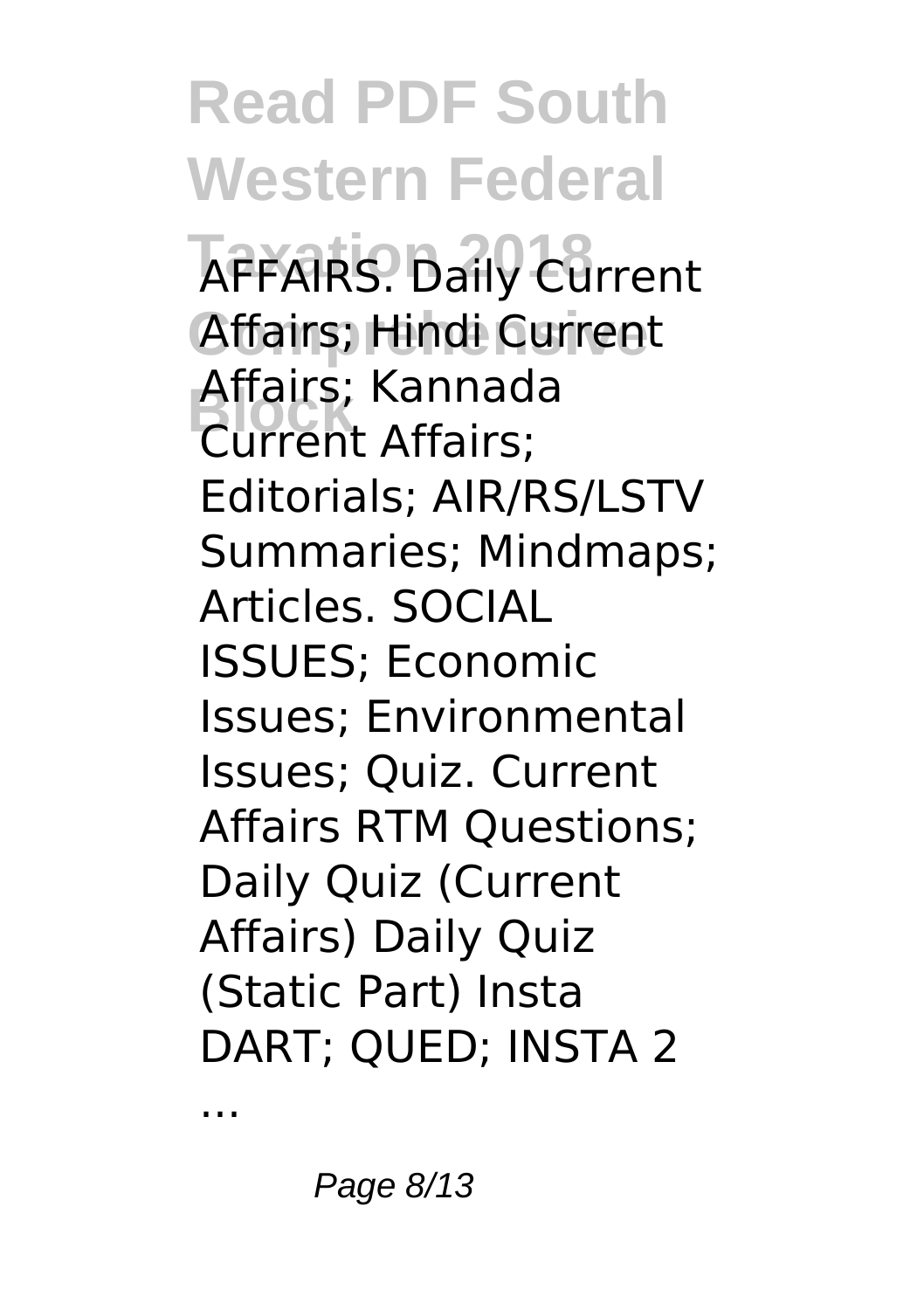AFFAIRS. Daily Current Affairs; Hindi Current Affairs; Kannada Current Affairs; Editorials; AIR/RS/LSTV Summaries; Mindmaps; Articles. SOCIAL ISSUES; Economic Issues; Environmental Issues; Quiz. Current Affairs RTM Questions; Daily Quiz (Current Affairs) Daily Quiz (Static Part) Insta DART; QUED; INSTA 2

...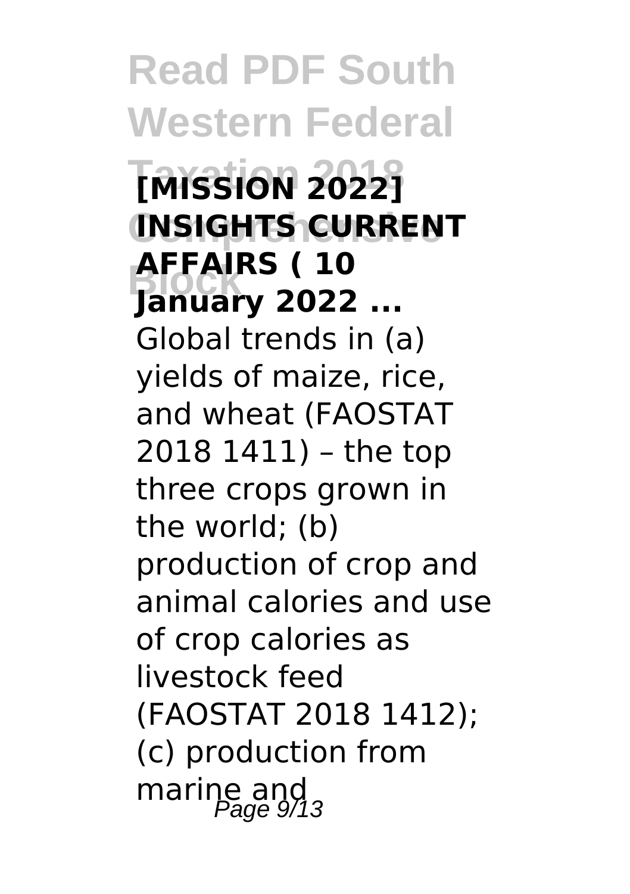**[MISSION 2022] INSIGHTS CURRENT AFFAIRS ( 10 January 2022 ...**

Global trends in (a) yields of maize, rice, and wheat (FAOSTAT 2018 1411) – the top three crops grown in the world; (b) production of crop and animal calories and use of crop calories as livestock feed (FAOSTAT 2018 1412); (c) production from marine and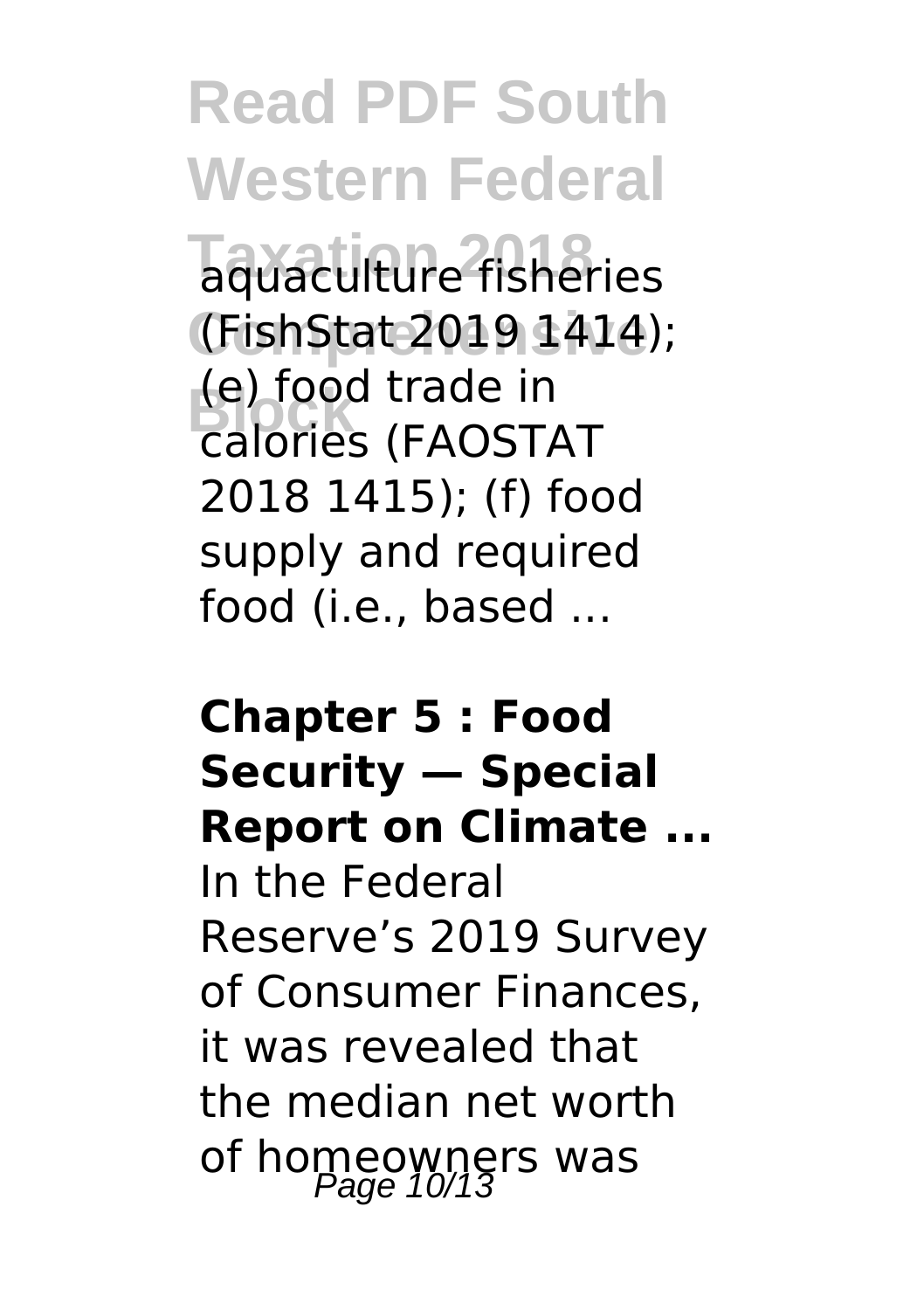aquaculture fisheries (FishStat 2019 1414); (e) food trade in calories (FAOSTAT 2018 1415); (f) food supply and required food (i.e., based ...

**Chapter 5 : Food Security — Special Report on Climate ...**

In the Federal Reserve's 2019 Survey of Consumer Finances, it was revealed that the median net worth of homeowners was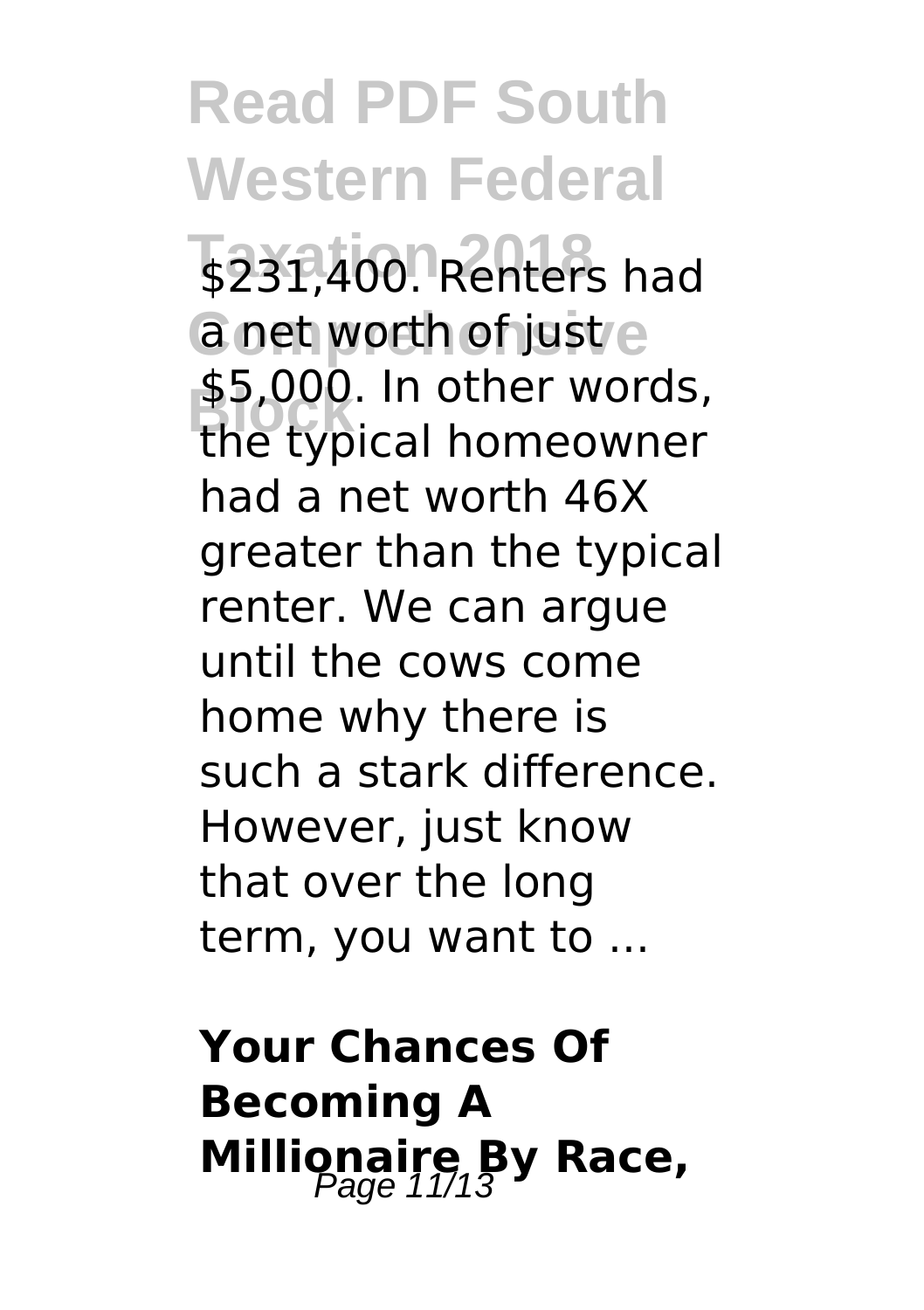$231,400. Renters had a net worth of just $5,000. In other words, the typical homeowner had a net worth 46X greater than the typical renter. We can argue until the cows come home why there is such a stark difference. However, just know that over the long term, you want to ...

**Your Chances Of Becoming A Millionaire By Race,**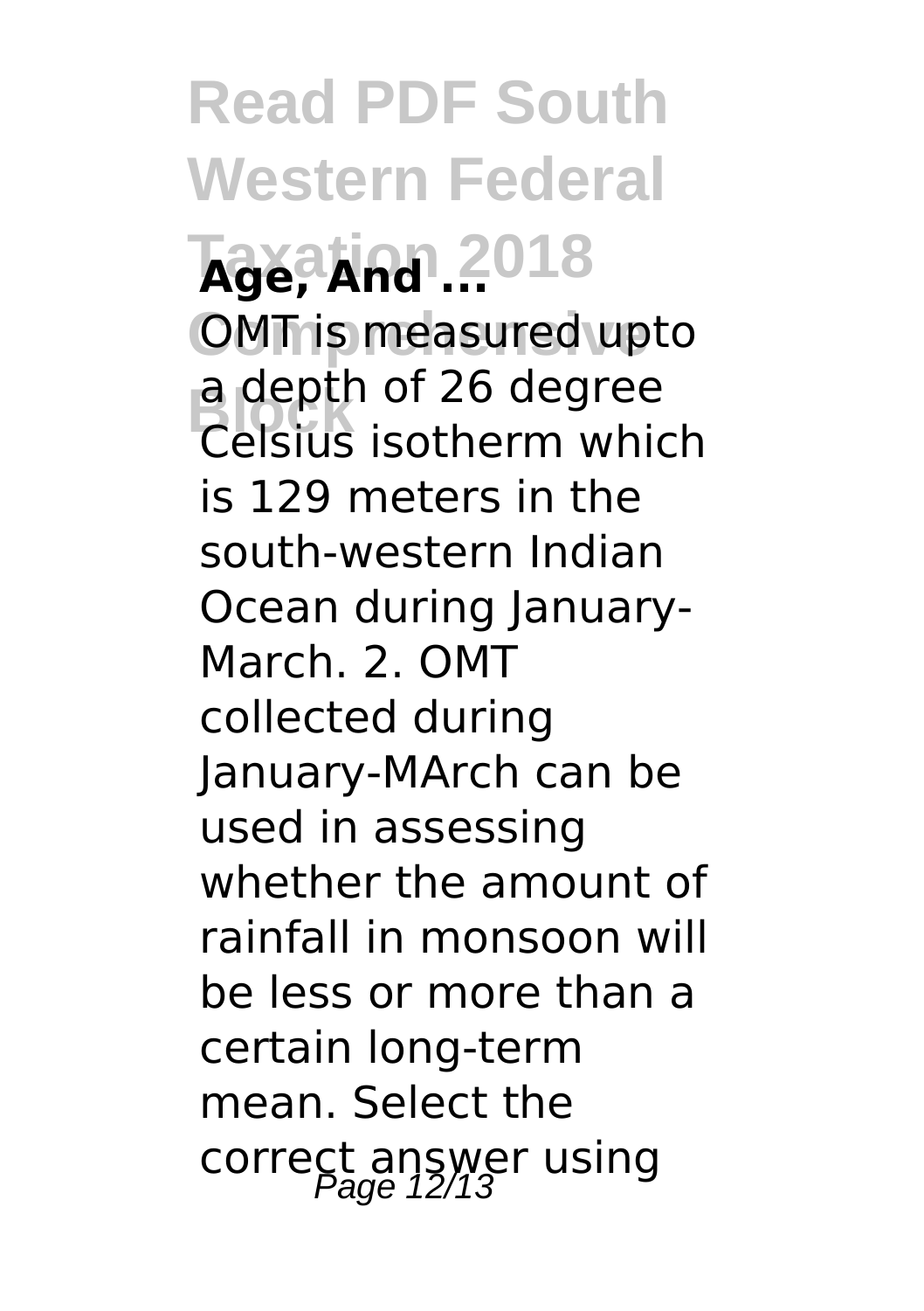**Age, And ...**

OMT is measured upto a depth of 26 degree Celsius isotherm which is 129 meters in the south-western Indian Ocean during January-March. 2. OMT collected during January-MArch can be used in assessing whether the amount of rainfall in monsoon will be less or more than a certain long-term mean. Select the correct answer using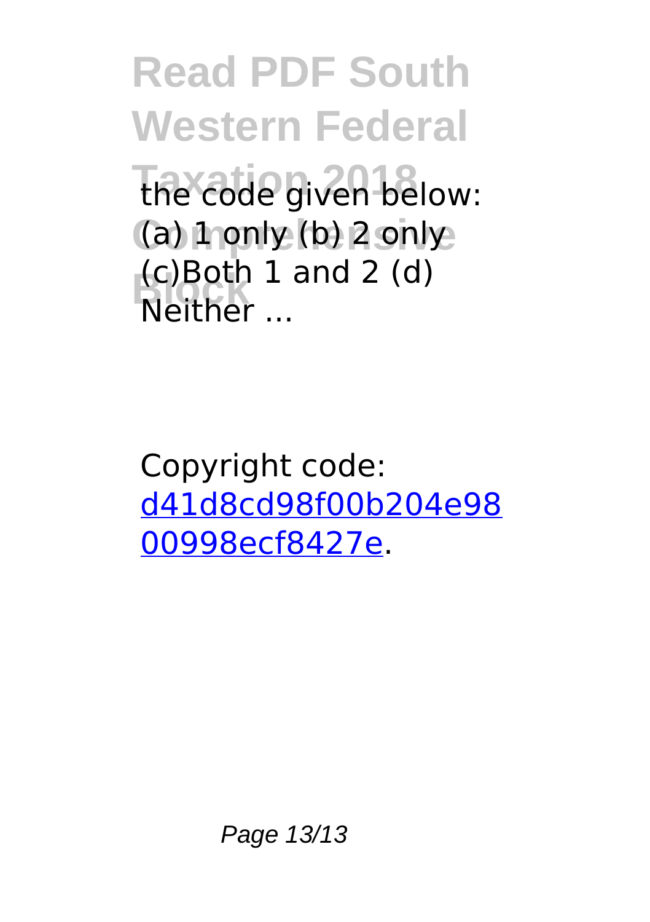the code given below: (a) 1 only (b) 2 only (c)Both 1 and 2 (d) Neither ...

Copyright code: d41d8cd98f00b204e9800998ecf8427e.